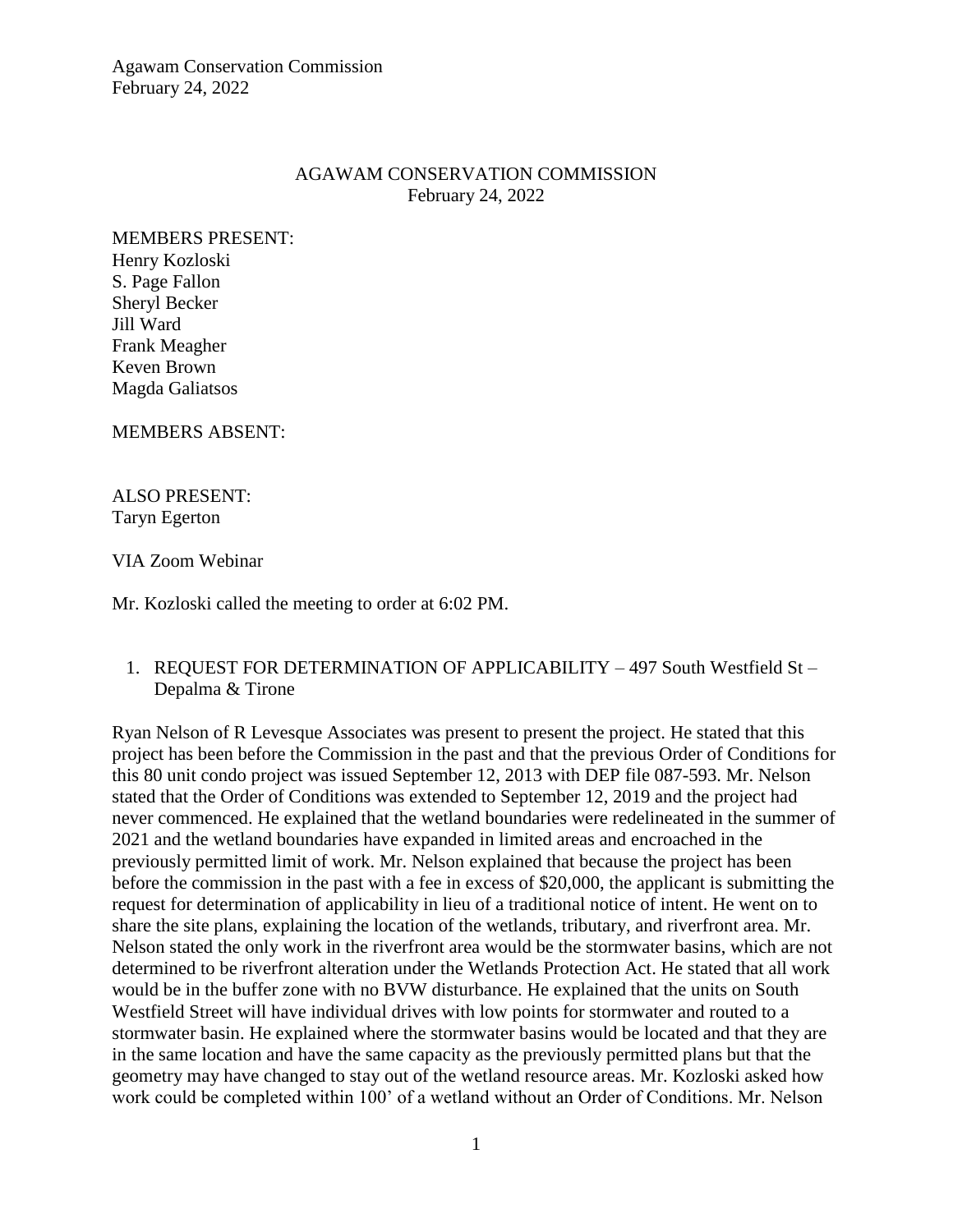# AGAWAM CONSERVATION COMMISSION

February 24, 2022

MEMBERS PRESENT:
Henry Kozloski
S. Page Fallon
Sheryl Becker
Jill Ward
Frank Meagher
Keven Brown
Magda Galiatsos

MEMBERS ABSENT:

ALSO PRESENT:
Taryn Egerton

VIA Zoom Webinar

Mr. Kozloski called the meeting to order at 6:02 PM.

1. REQUEST FOR DETERMINATION OF APPLICABILITY – 497 South Westfield St – Depalma & Tirone

Ryan Nelson of R Levesque Associates was present to present the project. He stated that this project has been before the Commission in the past and that the previous Order of Conditions for this 80 unit condo project was issued September 12, 2013 with DEP file 087-593. Mr. Nelson stated that the Order of Conditions was extended to September 12, 2019 and the project had never commenced. He explained that the wetland boundaries were redelineated in the summer of 2021 and the wetland boundaries have expanded in limited areas and encroached in the previously permitted limit of work. Mr. Nelson explained that because the project has been before the commission in the past with a fee in excess of $20,000, the applicant is submitting the request for determination of applicability in lieu of a traditional notice of intent. He went on to share the site plans, explaining the location of the wetlands, tributary, and riverfront area. Mr. Nelson stated the only work in the riverfront area would be the stormwater basins, which are not determined to be riverfront alteration under the Wetlands Protection Act. He stated that all work would be in the buffer zone with no BVW disturbance. He explained that the units on South Westfield Street will have individual drives with low points for stormwater and routed to a stormwater basin. He explained where the stormwater basins would be located and that they are in the same location and have the same capacity as the previously permitted plans but that the geometry may have changed to stay out of the wetland resource areas. Mr. Kozloski asked how work could be completed within 100' of a wetland without an Order of Conditions. Mr. Nelson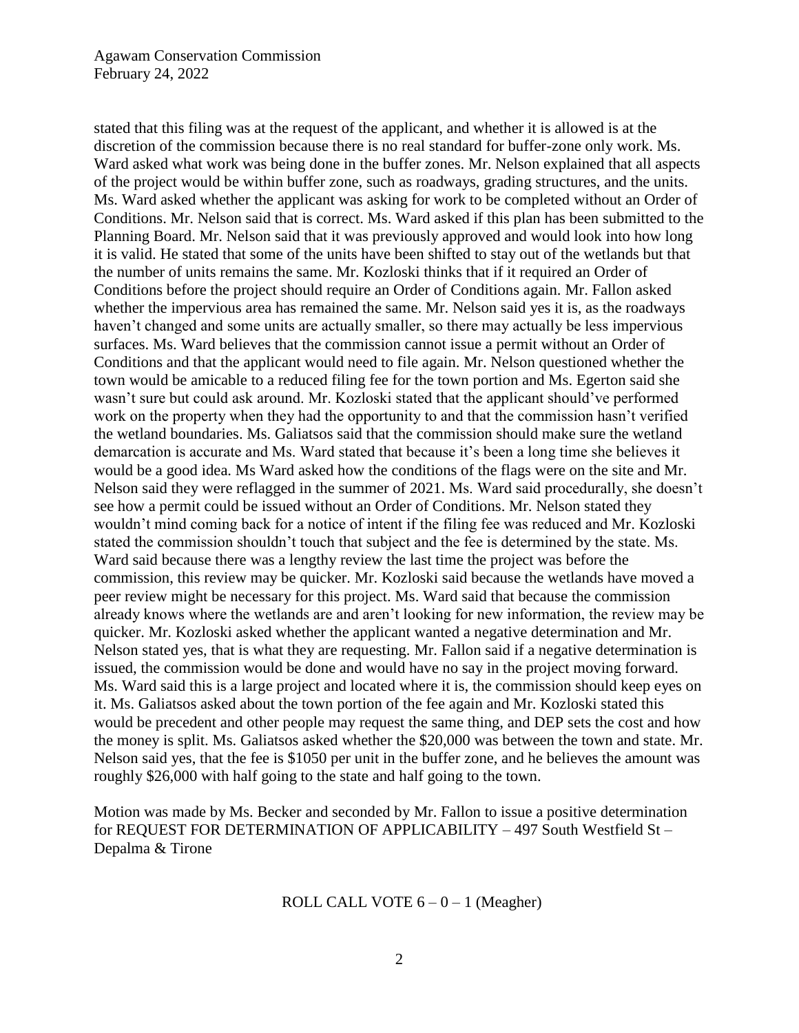stated that this filing was at the request of the applicant, and whether it is allowed is at the discretion of the commission because there is no real standard for buffer-zone only work. Ms. Ward asked what work was being done in the buffer zones. Mr. Nelson explained that all aspects of the project would be within buffer zone, such as roadways, grading structures, and the units. Ms. Ward asked whether the applicant was asking for work to be completed without an Order of Conditions. Mr. Nelson said that is correct. Ms. Ward asked if this plan has been submitted to the Planning Board. Mr. Nelson said that it was previously approved and would look into how long it is valid. He stated that some of the units have been shifted to stay out of the wetlands but that the number of units remains the same. Mr. Kozloski thinks that if it required an Order of Conditions before the project should require an Order of Conditions again. Mr. Fallon asked whether the impervious area has remained the same. Mr. Nelson said yes it is, as the roadways haven't changed and some units are actually smaller, so there may actually be less impervious surfaces. Ms. Ward believes that the commission cannot issue a permit without an Order of Conditions and that the applicant would need to file again. Mr. Nelson questioned whether the town would be amicable to a reduced filing fee for the town portion and Ms. Egerton said she wasn't sure but could ask around. Mr. Kozloski stated that the applicant should've performed work on the property when they had the opportunity to and that the commission hasn't verified the wetland boundaries. Ms. Galiatsos said that the commission should make sure the wetland demarcation is accurate and Ms. Ward stated that because it's been a long time she believes it would be a good idea. Ms Ward asked how the conditions of the flags were on the site and Mr. Nelson said they were reflagged in the summer of 2021. Ms. Ward said procedurally, she doesn't see how a permit could be issued without an Order of Conditions. Mr. Nelson stated they wouldn't mind coming back for a notice of intent if the filing fee was reduced and Mr. Kozloski stated the commission shouldn't touch that subject and the fee is determined by the state. Ms. Ward said because there was a lengthy review the last time the project was before the commission, this review may be quicker. Mr. Kozloski said because the wetlands have moved a peer review might be necessary for this project. Ms. Ward said that because the commission already knows where the wetlands are and aren't looking for new information, the review may be quicker. Mr. Kozloski asked whether the applicant wanted a negative determination and Mr. Nelson stated yes, that is what they are requesting. Mr. Fallon said if a negative determination is issued, the commission would be done and would have no say in the project moving forward. Ms. Ward said this is a large project and located where it is, the commission should keep eyes on it. Ms. Galiatsos asked about the town portion of the fee again and Mr. Kozloski stated this would be precedent and other people may request the same thing, and DEP sets the cost and how the money is split. Ms. Galiatsos asked whether the $20,000 was between the town and state. Mr. Nelson said yes, that the fee is $1050 per unit in the buffer zone, and he believes the amount was roughly $26,000 with half going to the state and half going to the town.

Motion was made by Ms. Becker and seconded by Mr. Fallon to issue a positive determination for REQUEST FOR DETERMINATION OF APPLICABILITY – 497 South Westfield St – Depalma & Tirone

ROLL CALL VOTE 6 – 0 – 1 (Meagher)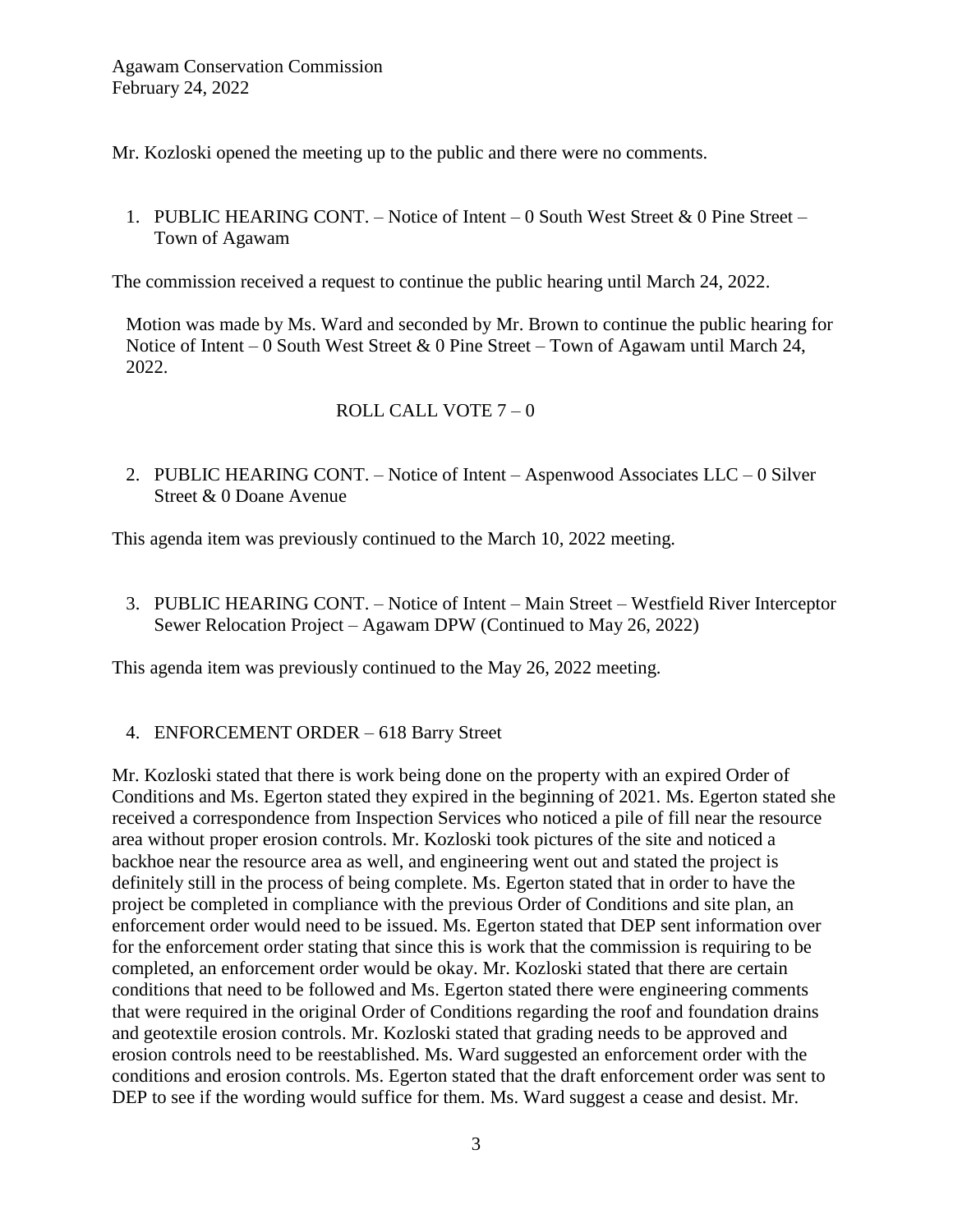Mr. Kozloski opened the meeting up to the public and there were no comments.

1. PUBLIC HEARING CONT. – Notice of Intent – 0 South West Street & 0 Pine Street – Town of Agawam

The commission received a request to continue the public hearing until March 24, 2022.

Motion was made by Ms. Ward and seconded by Mr. Brown to continue the public hearing for Notice of Intent – 0 South West Street & 0 Pine Street – Town of Agawam until March 24, 2022.

ROLL CALL VOTE 7 – 0

2. PUBLIC HEARING CONT. – Notice of Intent – Aspenwood Associates LLC – 0 Silver Street & 0 Doane Avenue

This agenda item was previously continued to the March 10, 2022 meeting.

3. PUBLIC HEARING CONT. – Notice of Intent – Main Street – Westfield River Interceptor Sewer Relocation Project – Agawam DPW (Continued to May 26, 2022)

This agenda item was previously continued to the May 26, 2022 meeting.

4. ENFORCEMENT ORDER – 618 Barry Street

Mr. Kozloski stated that there is work being done on the property with an expired Order of Conditions and Ms. Egerton stated they expired in the beginning of 2021. Ms. Egerton stated she received a correspondence from Inspection Services who noticed a pile of fill near the resource area without proper erosion controls. Mr. Kozloski took pictures of the site and noticed a backhoe near the resource area as well, and engineering went out and stated the project is definitely still in the process of being complete. Ms. Egerton stated that in order to have the project be completed in compliance with the previous Order of Conditions and site plan, an enforcement order would need to be issued. Ms. Egerton stated that DEP sent information over for the enforcement order stating that since this is work that the commission is requiring to be completed, an enforcement order would be okay. Mr. Kozloski stated that there are certain conditions that need to be followed and Ms. Egerton stated there were engineering comments that were required in the original Order of Conditions regarding the roof and foundation drains and geotextile erosion controls. Mr. Kozloski stated that grading needs to be approved and erosion controls need to be reestablished. Ms. Ward suggested an enforcement order with the conditions and erosion controls. Ms. Egerton stated that the draft enforcement order was sent to DEP to see if the wording would suffice for them. Ms. Ward suggest a cease and desist. Mr.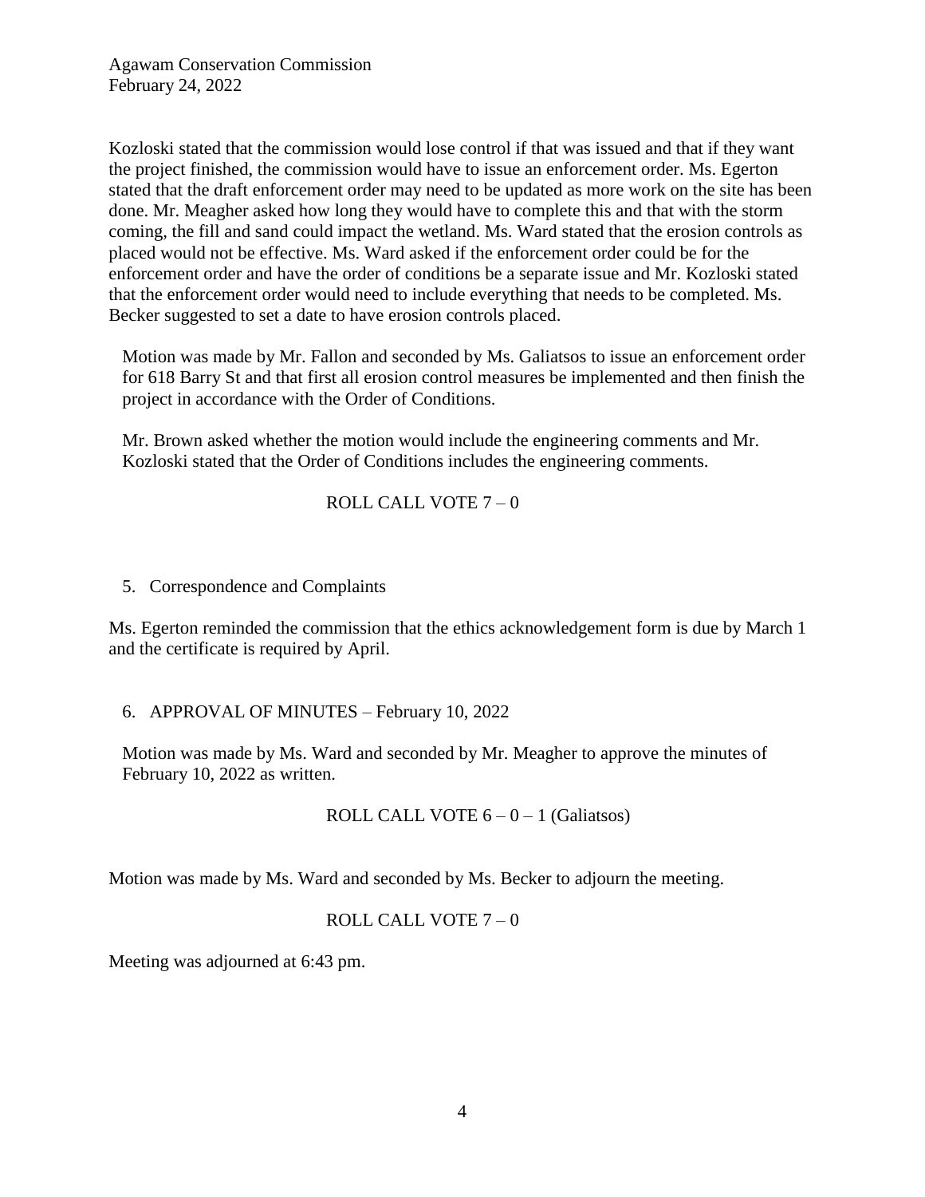Kozloski stated that the commission would lose control if that was issued and that if they want the project finished, the commission would have to issue an enforcement order. Ms. Egerton stated that the draft enforcement order may need to be updated as more work on the site has been done. Mr. Meagher asked how long they would have to complete this and that with the storm coming, the fill and sand could impact the wetland. Ms. Ward stated that the erosion controls as placed would not be effective. Ms. Ward asked if the enforcement order could be for the enforcement order and have the order of conditions be a separate issue and Mr. Kozloski stated that the enforcement order would need to include everything that needs to be completed. Ms. Becker suggested to set a date to have erosion controls placed.

Motion was made by Mr. Fallon and seconded by Ms. Galiatsos to issue an enforcement order for 618 Barry St and that first all erosion control measures be implemented and then finish the project in accordance with the Order of Conditions.

Mr. Brown asked whether the motion would include the engineering comments and Mr. Kozloski stated that the Order of Conditions includes the engineering comments.

ROLL CALL VOTE 7 – 0

5. Correspondence and Complaints

Ms. Egerton reminded the commission that the ethics acknowledgement form is due by March 1 and the certificate is required by April.

6. APPROVAL OF MINUTES – February 10, 2022

Motion was made by Ms. Ward and seconded by Mr. Meagher to approve the minutes of February 10, 2022 as written.

ROLL CALL VOTE 6 – 0 – 1 (Galiatsos)

Motion was made by Ms. Ward and seconded by Ms. Becker to adjourn the meeting.

ROLL CALL VOTE 7 – 0

Meeting was adjourned at 6:43 pm.